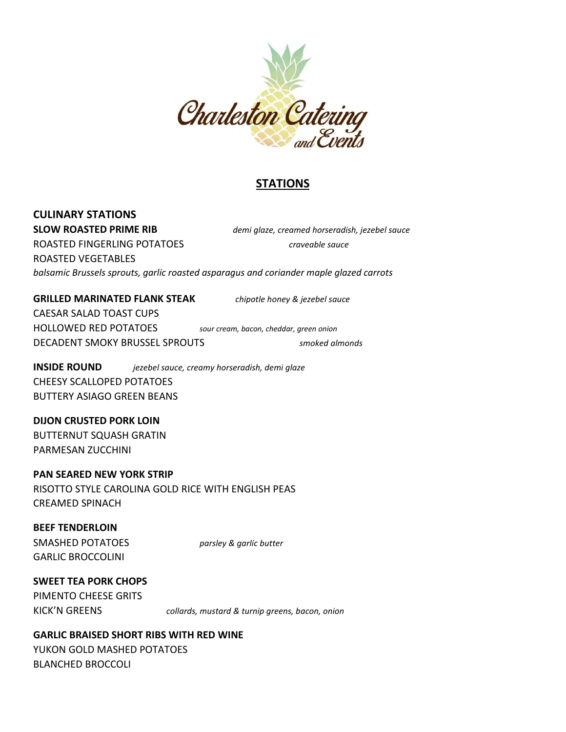# Charleston Catering and Events

## STATIONS

### CULINARY STATIONS

**SLOW ROASTED PRIME RIB** *demi glaze, creamed horseradish, jezebel sauce*
ROASTED FINGERLING POTATOES *craveable sauce*
ROASTED VEGETABLES
*balsamic Brussels sprouts, garlic roasted asparagus and coriander maple glazed carrots*

**GRILLED MARINATED FLANK STEAK** *chipotle honey & jezebel sauce*
CAESAR SALAD TOAST CUPS
HOLLOWED RED POTATOES *sour cream, bacon, cheddar, green onion*
DECADENT SMOKY BRUSSEL SPROUTS *smoked almonds*

**INSIDE ROUND** *jezebel sauce, creamy horseradish, demi glaze*
CHEESY SCALLOPED POTATOES
BUTTERY ASIAGO GREEN BEANS

**DIJON CRUSTED PORK LOIN**
BUTTERNUT SQUASH GRATIN
PARMESAN ZUCCHINI

**PAN SEARED NEW YORK STRIP**
RISOTTO STYLE CAROLINA GOLD RICE WITH ENGLISH PEAS
CREAMED SPINACH

**BEEF TENDERLOIN**
SMASHED POTATOES *parsley & garlic butter*
GARLIC BROCCOLINI

**SWEET TEA PORK CHOPS**
PIMENTO CHEESE GRITS
KICK'N GREENS *collards, mustard & turnip greens, bacon, onion*

**GARLIC BRAISED SHORT RIBS WITH RED WINE**
YUKON GOLD MASHED POTATOES
BLANCHED BROCCOLI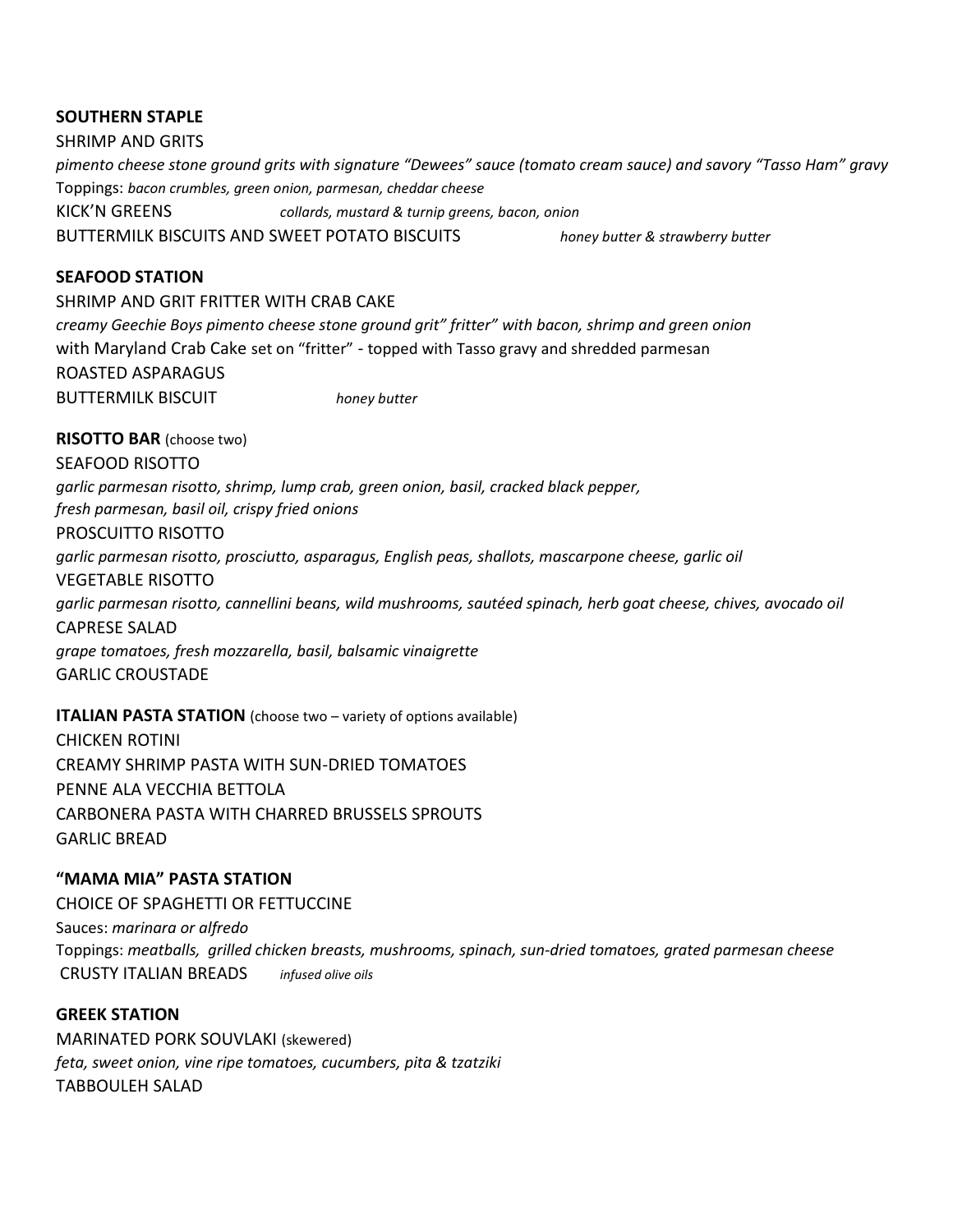**SOUTHERN STAPLE**

SHRIMP AND GRITS

*pimento cheese stone ground grits with signature "Dewees" sauce (tomato cream sauce) and savory "Tasso Ham" gravy*

Toppings: *bacon crumbles, green onion, parmesan, cheddar cheese*

KICK'N GREENS *collards, mustard & turnip greens, bacon, onion*

BUTTERMILK BISCUITS AND SWEET POTATO BISCUITS *honey butter & strawberry butter*

**SEAFOOD STATION**

SHRIMP AND GRIT FRITTER WITH CRAB CAKE

*creamy Geechie Boys pimento cheese stone ground grit" fritter" with bacon, shrimp and green onion*

with Maryland Crab Cake set on "fritter" - topped with Tasso gravy and shredded parmesan

ROASTED ASPARAGUS

BUTTERMILK BISCUIT *honey butter*

**RISOTTO BAR** (choose two)

SEAFOOD RISOTTO

*garlic parmesan risotto, shrimp, lump crab, green onion, basil, cracked black pepper, fresh parmesan, basil oil, crispy fried onions*

PROSCUITTO RISOTTO

*garlic parmesan risotto, prosciutto, asparagus, English peas, shallots, mascarpone cheese, garlic oil*

VEGETABLE RISOTTO

*garlic parmesan risotto, cannellini beans, wild mushrooms, sautéed spinach, herb goat cheese, chives, avocado oil*

CAPRESE SALAD

*grape tomatoes, fresh mozzarella, basil, balsamic vinaigrette*

GARLIC CROUSTADE

**ITALIAN PASTA STATION** (choose two – variety of options available)

CHICKEN ROTINI

CREAMY SHRIMP PASTA WITH SUN-DRIED TOMATOES

PENNE ALA VECCHIA BETTOLA

CARBONERA PASTA WITH CHARRED BRUSSELS SPROUTS

GARLIC BREAD

**"MAMA MIA" PASTA STATION**

CHOICE OF SPAGHETTI OR FETTUCCINE

Sauces: *marinara or alfredo*

Toppings: *meatballs, grilled chicken breasts, mushrooms, spinach, sun-dried tomatoes, grated parmesan cheese*

CRUSTY ITALIAN BREADS *infused olive oils*

**GREEK STATION**

MARINATED PORK SOUVLAKI (skewered)

*feta, sweet onion, vine ripe tomatoes, cucumbers, pita & tzatziki*

TABBOULEH SALAD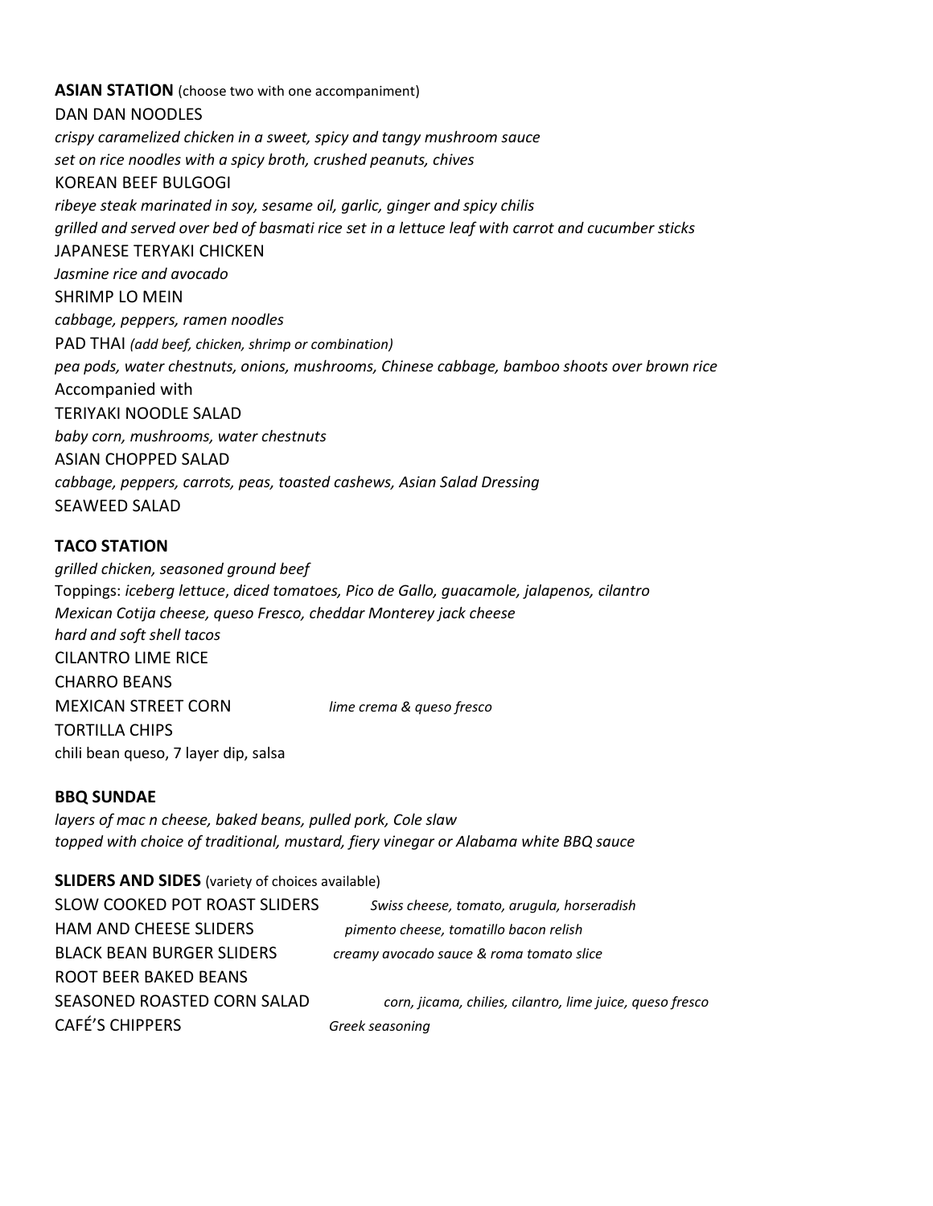**ASIAN STATION** (choose two with one accompaniment)

DAN DAN NOODLES

*crispy caramelized chicken in a sweet, spicy and tangy mushroom sauce*
*set on rice noodles with a spicy broth, crushed peanuts, chives*

KOREAN BEEF BULGOGI

*ribeye steak marinated in soy, sesame oil, garlic, ginger and spicy chilis*
*grilled and served over bed of basmati rice set in a lettuce leaf with carrot and cucumber sticks*

JAPANESE TERYAKI CHICKEN

*Jasmine rice and avocado*

SHRIMP LO MEIN

*cabbage, peppers, ramen noodles*

PAD THAI *(add beef, chicken, shrimp or combination)*

*pea pods, water chestnuts, onions, mushrooms, Chinese cabbage, bamboo shoots over brown rice*

Accompanied with

TERIYAKI NOODLE SALAD

*baby corn, mushrooms, water chestnuts*

ASIAN CHOPPED SALAD

*cabbage, peppers, carrots, peas, toasted cashews, Asian Salad Dressing*

SEAWEED SALAD

**TACO STATION**

*grilled chicken, seasoned ground beef*
Toppings: *iceberg lettuce*, *diced tomatoes, Pico de Gallo, guacamole, jalapenos, cilantro*
*Mexican Cotija cheese, queso Fresco, cheddar Monterey jack cheese*
*hard and soft shell tacos*

CILANTRO LIME RICE

CHARRO BEANS

MEXICAN STREET CORN *lime crema & queso fresco*

TORTILLA CHIPS

chili bean queso, 7 layer dip, salsa

**BBQ SUNDAE**

*layers of mac n cheese, baked beans, pulled pork, Cole slaw*
*topped with choice of traditional, mustard, fiery vinegar or Alabama white BBQ sauce*

**SLIDERS AND SIDES** (variety of choices available)

SLOW COOKED POT ROAST SLIDERS *Swiss cheese, tomato, arugula, horseradish*

HAM AND CHEESE SLIDERS *pimento cheese, tomatillo bacon relish*

BLACK BEAN BURGER SLIDERS *creamy avocado sauce & roma tomato slice*

ROOT BEER BAKED BEANS

SEASONED ROASTED CORN SALAD *corn, jicama, chilies, cilantro, lime juice, queso fresco*

CAFÉ'S CHIPPERS *Greek seasoning*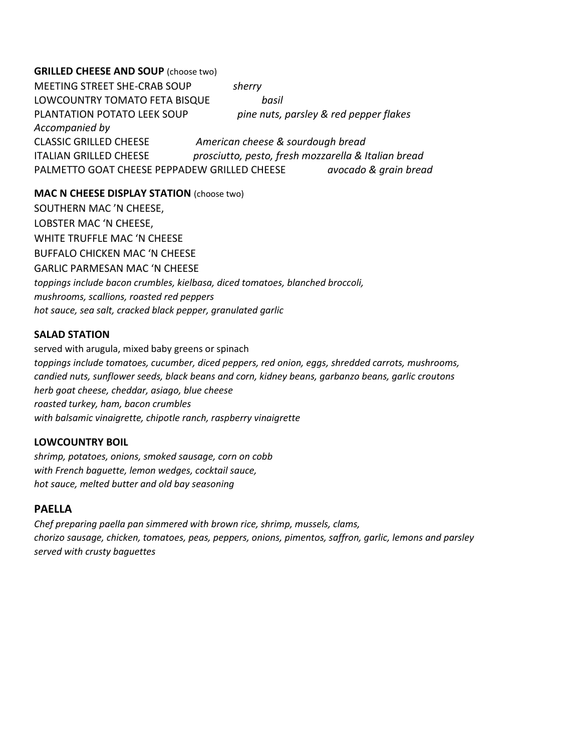**GRILLED CHEESE AND SOUP** (choose two)

MEETING STREET SHE-CRAB SOUP *sherry*
LOWCOUNTRY TOMATO FETA BISQUE *basil*
PLANTATION POTATO LEEK SOUP *pine nuts, parsley & red pepper flakes*
*Accompanied by*
CLASSIC GRILLED CHEESE *American cheese & sourdough bread*
ITALIAN GRILLED CHEESE *prosciutto, pesto, fresh mozzarella & Italian bread*
PALMETTO GOAT CHEESE PEPPADEW GRILLED CHEESE *avocado & grain bread*

**MAC N CHEESE DISPLAY STATION** (choose two)

SOUTHERN MAC 'N CHEESE,
LOBSTER MAC 'N CHEESE,
WHITE TRUFFLE MAC 'N CHEESE
BUFFALO CHICKEN MAC 'N CHEESE
GARLIC PARMESAN MAC 'N CHEESE
*toppings include bacon crumbles, kielbasa, diced tomatoes, blanched broccoli,*
*mushrooms, scallions, roasted red peppers*
*hot sauce, sea salt, cracked black pepper, granulated garlic*

**SALAD STATION**

served with arugula, mixed baby greens or spinach
*toppings include tomatoes, cucumber, diced peppers, red onion, eggs, shredded carrots, mushrooms,*
*candied nuts, sunflower seeds, black beans and corn, kidney beans, garbanzo beans, garlic croutons*
*herb goat cheese, cheddar, asiago, blue cheese*
*roasted turkey, ham, bacon crumbles*
*with balsamic vinaigrette, chipotle ranch, raspberry vinaigrette*

**LOWCOUNTRY BOIL**

*shrimp, potatoes, onions, smoked sausage, corn on cobb*
*with French baguette, lemon wedges, cocktail sauce,*
*hot sauce, melted butter and old bay seasoning*

**PAELLA**

*Chef preparing paella pan simmered with brown rice, shrimp, mussels, clams,*
*chorizo sausage, chicken, tomatoes, peas, peppers, onions, pimentos, saffron, garlic, lemons and parsley*
*served with crusty baguettes*